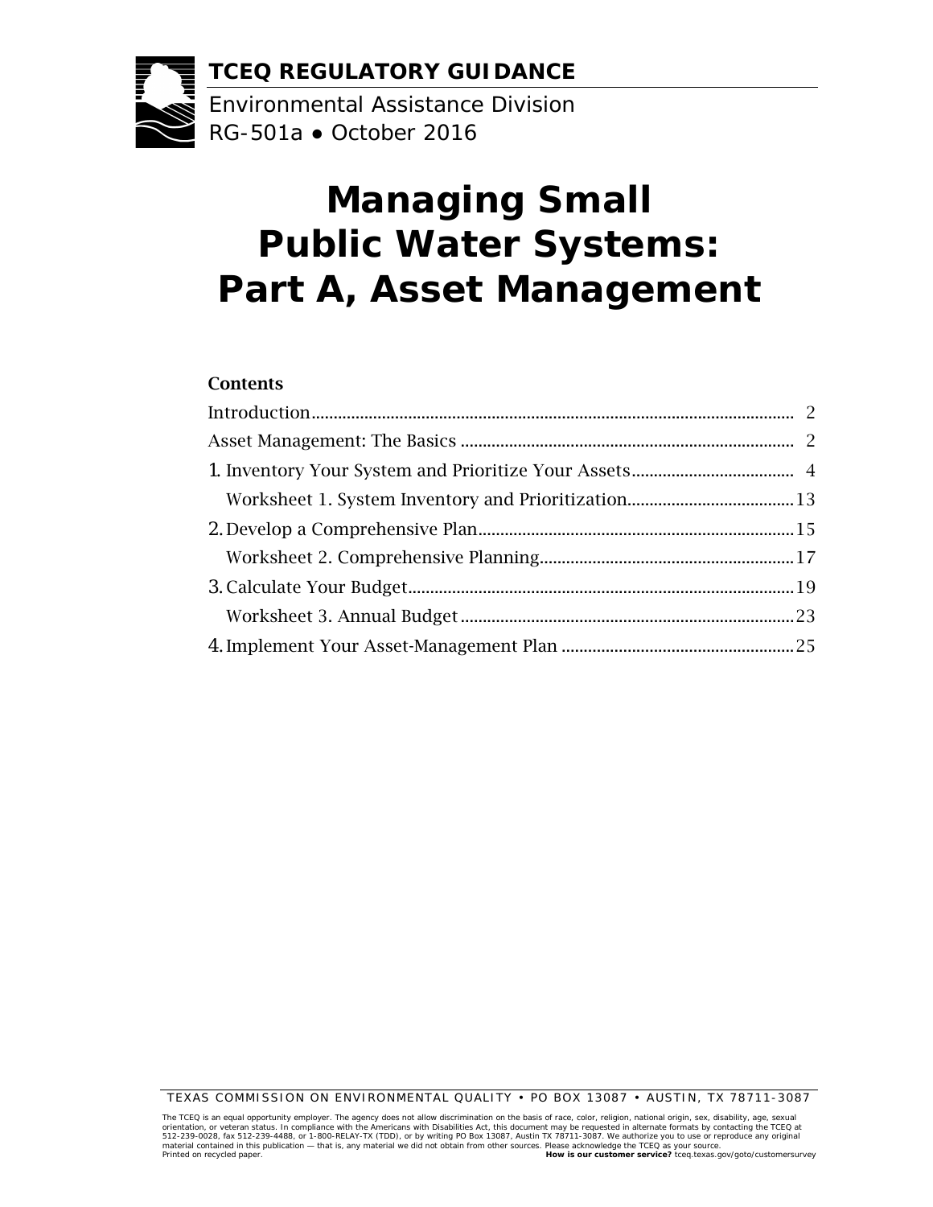**TCEQ REGULATORY GUIDANCE**

Environmental Assistance Division
RG-501a ● October 2016

# Managing Small Public Water Systems: Part A, Asset Management

## Contents

Introduction .......... 2

Asset Management: The Basics .......... 2

1. Inventory Your System and Prioritize Your Assets .......... 4
   - Worksheet 1. System Inventory and Prioritization .......... 13
2. Develop a Comprehensive Plan .......... 15
   - Worksheet 2. Comprehensive Planning .......... 17
3. Calculate Your Budget .......... 19
   - Worksheet 3. Annual Budget .......... 23
4. Implement Your Asset-Management Plan .......... 25

TEXAS COMMISSION ON ENVIRONMENTAL QUALITY • PO BOX 13087 • AUSTIN, TX 78711-3087

The TCEQ is an equal opportunity employer. The agency does not allow discrimination on the basis of race, color, religion, national origin, sex, disability, age, sexual orientation, or veteran status. In compliance with the Americans with Disabilities Act, this document may be requested in alternate formats by contacting the TCEQ at 512-239-0028, fax 512-239-4488, or 1-800-RELAY-TX (TDD), or by writing PO Box 13087, Austin TX 78711-3087. We authorize you to use or reproduce any original material contained in this publication — that is, any material we did not obtain from other sources. Please acknowledge the TCEQ as your source.
Printed on recycled paper. **How is our customer service?** tceq.texas.gov/goto/customersurvey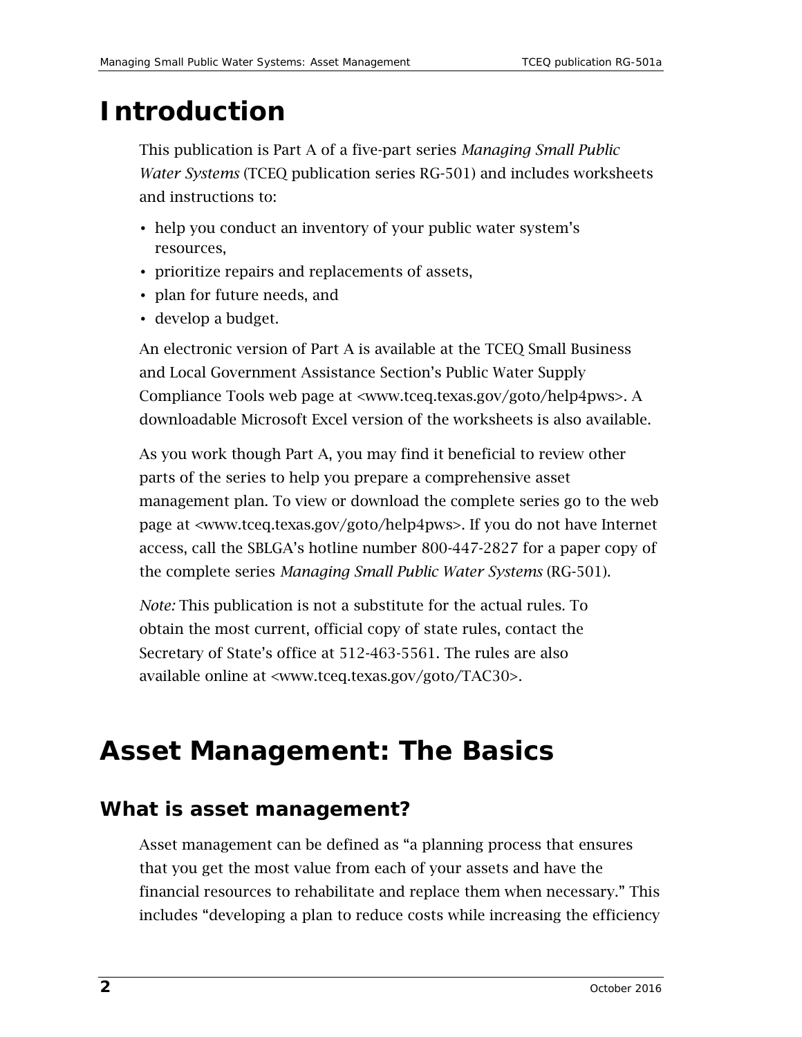# Introduction

This publication is Part A of a five-part series *Managing Small Public Water Systems* (TCEQ publication series RG-501) and includes worksheets and instructions to:

- help you conduct an inventory of your public water system's resources,
- prioritize repairs and replacements of assets,
- plan for future needs, and
- develop a budget.

An electronic version of Part A is available at the TCEQ Small Business and Local Government Assistance Section's Public Water Supply Compliance Tools web page at <www.tceq.texas.gov/goto/help4pws>. A downloadable Microsoft Excel version of the worksheets is also available.

As you work though Part A, you may find it beneficial to review other parts of the series to help you prepare a comprehensive asset management plan. To view or download the complete series go to the web page at <www.tceq.texas.gov/goto/help4pws>. If you do not have Internet access, call the SBLGA's hotline number 800-447-2827 for a paper copy of the complete series *Managing Small Public Water Systems* (RG-501).

*Note:* This publication is not a substitute for the actual rules. To obtain the most current, official copy of state rules, contact the Secretary of State's office at 512-463-5561. The rules are also available online at <www.tceq.texas.gov/goto/TAC30>.

# Asset Management: The Basics

## What is asset management?

Asset management can be defined as "a planning process that ensures that you get the most value from each of your assets and have the financial resources to rehabilitate and replace them when necessary." This includes "developing a plan to reduce costs while increasing the efficiency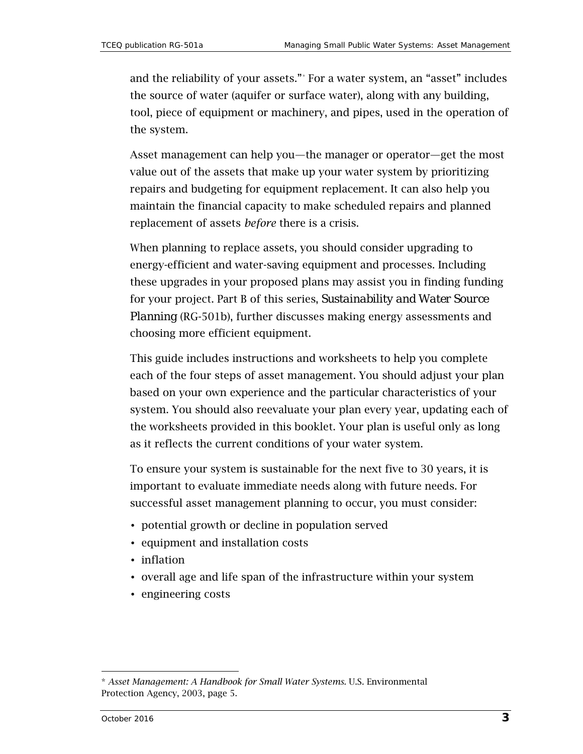and the reliability of your assets."[*] For a water system, an "asset" includes the source of water (aquifer or surface water), along with any building, tool, piece of equipment or machinery, and pipes, used in the operation of the system.

Asset management can help you—the manager or operator—get the most value out of the assets that make up your water system by prioritizing repairs and budgeting for equipment replacement. It can also help you maintain the financial capacity to make scheduled repairs and planned replacement of assets *before* there is a crisis.

When planning to replace assets, you should consider upgrading to energy-efficient and water-saving equipment and processes. Including these upgrades in your proposed plans may assist you in finding funding for your project. Part B of this series, *Sustainability and Water Source Planning* (RG-501b), further discusses making energy assessments and choosing more efficient equipment.

This guide includes instructions and worksheets to help you complete each of the four steps of asset management. You should adjust your plan based on your own experience and the particular characteristics of your system. You should also reevaluate your plan every year, updating each of the worksheets provided in this booklet. Your plan is useful only as long as it reflects the current conditions of your water system.

To ensure your system is sustainable for the next five to 30 years, it is important to evaluate immediate needs along with future needs. For successful asset management planning to occur, you must consider:

- potential growth or decline in population served
- equipment and installation costs
- inflation
- overall age and life span of the infrastructure within your system
- engineering costs

---

* *Asset Management: A Handbook for Small Water Systems.* U.S. Environmental Protection Agency, 2003, page 5.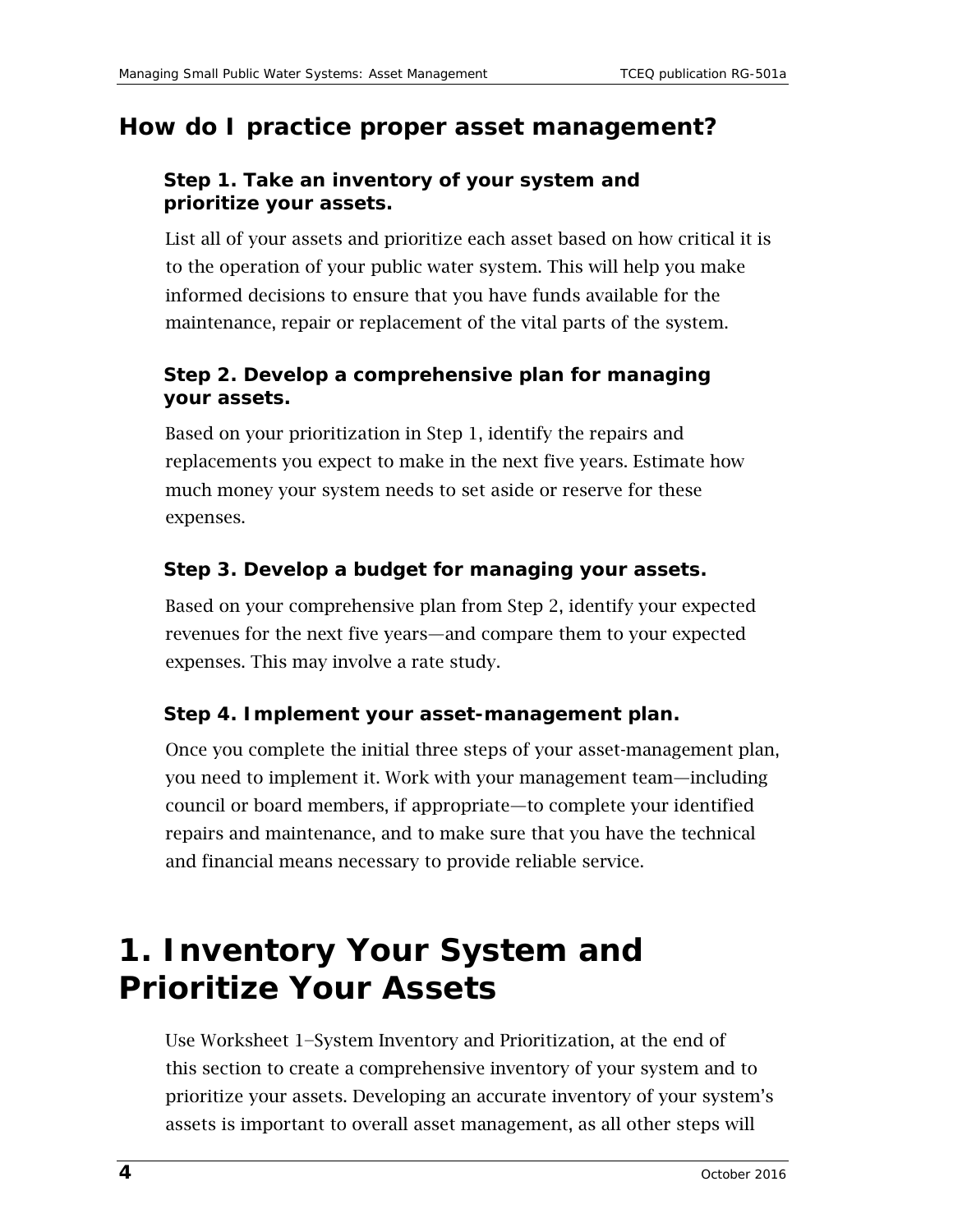## How do I practice proper asset management?

### Step 1. Take an inventory of your system and prioritize your assets.

List all of your assets and prioritize each asset based on how critical it is to the operation of your public water system. This will help you make informed decisions to ensure that you have funds available for the maintenance, repair or replacement of the vital parts of the system.

### Step 2. Develop a comprehensive plan for managing your assets.

Based on your prioritization in Step 1, identify the repairs and replacements you expect to make in the next five years. Estimate how much money your system needs to set aside or reserve for these expenses.

### Step 3. Develop a budget for managing your assets.

Based on your comprehensive plan from Step 2, identify your expected revenues for the next five years—and compare them to your expected expenses. This may involve a rate study.

### Step 4. Implement your asset-management plan.

Once you complete the initial three steps of your asset-management plan, you need to implement it. Work with your management team—including council or board members, if appropriate—to complete your identified repairs and maintenance, and to make sure that you have the technical and financial means necessary to provide reliable service.

# 1. Inventory Your System and Prioritize Your Assets

Use Worksheet 1–System Inventory and Prioritization, at the end of this section to create a comprehensive inventory of your system and to prioritize your assets. Developing an accurate inventory of your system's assets is important to overall asset management, as all other steps will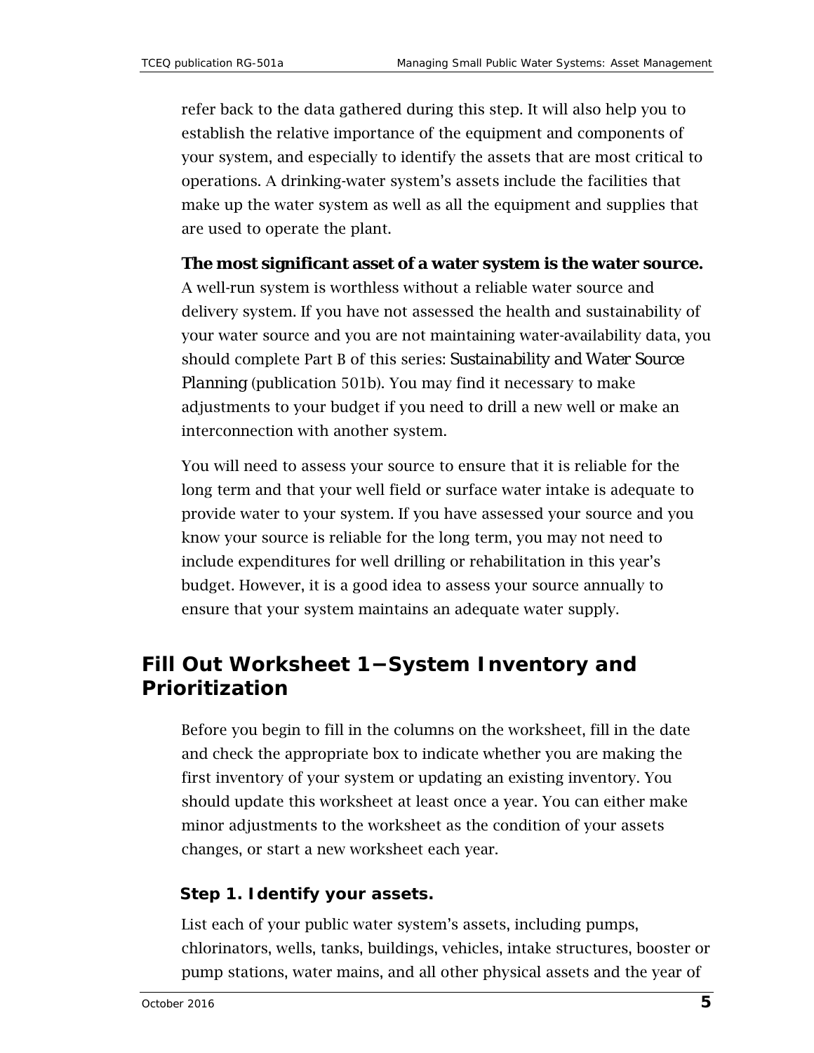refer back to the data gathered during this step. It will also help you to establish the relative importance of the equipment and components of your system, and especially to identify the assets that are most critical to operations. A drinking-water system's assets include the facilities that make up the water system as well as all the equipment and supplies that are used to operate the plant.

**The most significant asset of a water system is the water source.** A well-run system is worthless without a reliable water source and delivery system. If you have not assessed the health and sustainability of your water source and you are not maintaining water-availability data, you should complete Part B of this series: *Sustainability and Water Source Planning* (publication 501b). You may find it necessary to make adjustments to your budget if you need to drill a new well or make an interconnection with another system.

You will need to assess your source to ensure that it is reliable for the long term and that your well field or surface water intake is adequate to provide water to your system. If you have assessed your source and you know your source is reliable for the long term, you may not need to include expenditures for well drilling or rehabilitation in this year's budget. However, it is a good idea to assess your source annually to ensure that your system maintains an adequate water supply.

## Fill Out Worksheet 1—System Inventory and Prioritization

Before you begin to fill in the columns on the worksheet, fill in the date and check the appropriate box to indicate whether you are making the first inventory of your system or updating an existing inventory. You should update this worksheet at least once a year. You can either make minor adjustments to the worksheet as the condition of your assets changes, or start a new worksheet each year.

### Step 1. Identify your assets.

List each of your public water system's assets, including pumps, chlorinators, wells, tanks, buildings, vehicles, intake structures, booster or pump stations, water mains, and all other physical assets and the year of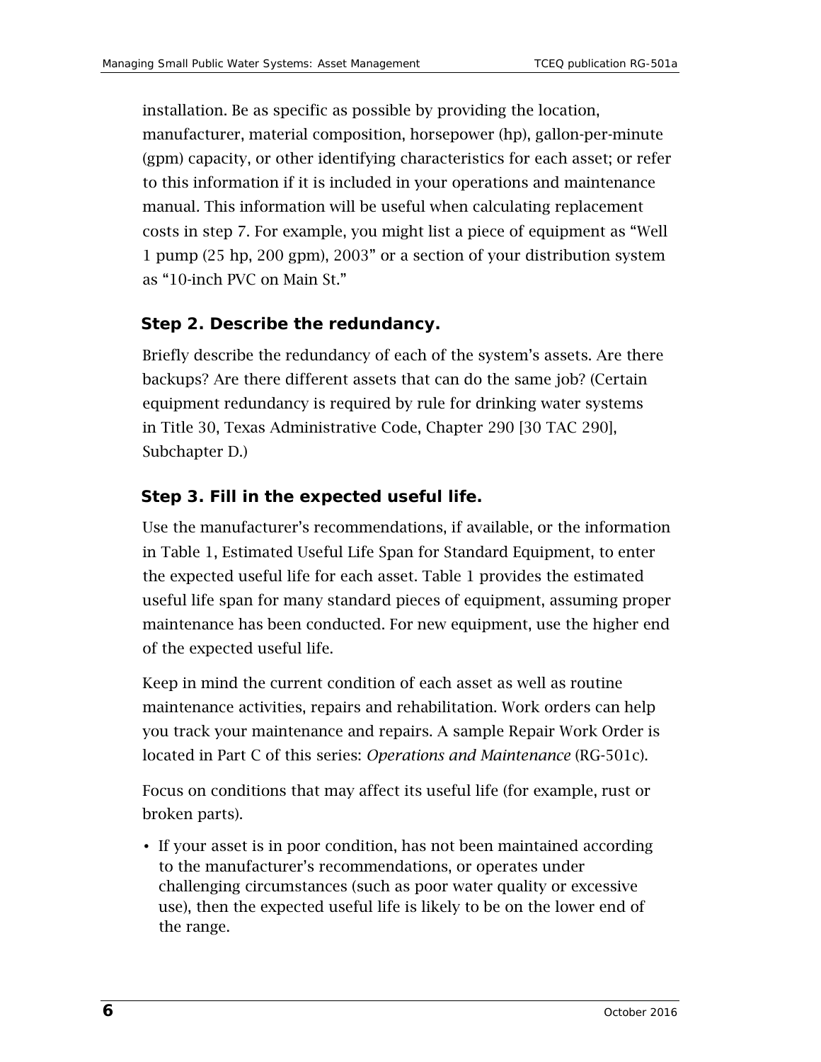installation. Be as specific as possible by providing the location, manufacturer, material composition, horsepower (hp), gallon-per-minute (gpm) capacity, or other identifying characteristics for each asset; or refer to this information if it is included in your operations and maintenance manual. This information will be useful when calculating replacement costs in step 7. For example, you might list a piece of equipment as "Well 1 pump (25 hp, 200 gpm), 2003" or a section of your distribution system as "10-inch PVC on Main St."

### Step 2. Describe the redundancy.

Briefly describe the redundancy of each of the system's assets. Are there backups? Are there different assets that can do the same job? (Certain equipment redundancy is required by rule for drinking water systems in Title 30, Texas Administrative Code, Chapter 290 [30 TAC 290], Subchapter D.)

### Step 3. Fill in the expected useful life.

Use the manufacturer's recommendations, if available, or the information in Table 1, Estimated Useful Life Span for Standard Equipment, to enter the expected useful life for each asset. Table 1 provides the estimated useful life span for many standard pieces of equipment, assuming proper maintenance has been conducted. For new equipment, use the higher end of the expected useful life.

Keep in mind the current condition of each asset as well as routine maintenance activities, repairs and rehabilitation. Work orders can help you track your maintenance and repairs. A sample Repair Work Order is located in Part C of this series: *Operations and Maintenance* (RG-501c).

Focus on conditions that may affect its useful life (for example, rust or broken parts).

- If your asset is in poor condition, has not been maintained according to the manufacturer's recommendations, or operates under challenging circumstances (such as poor water quality or excessive use), then the expected useful life is likely to be on the lower end of the range.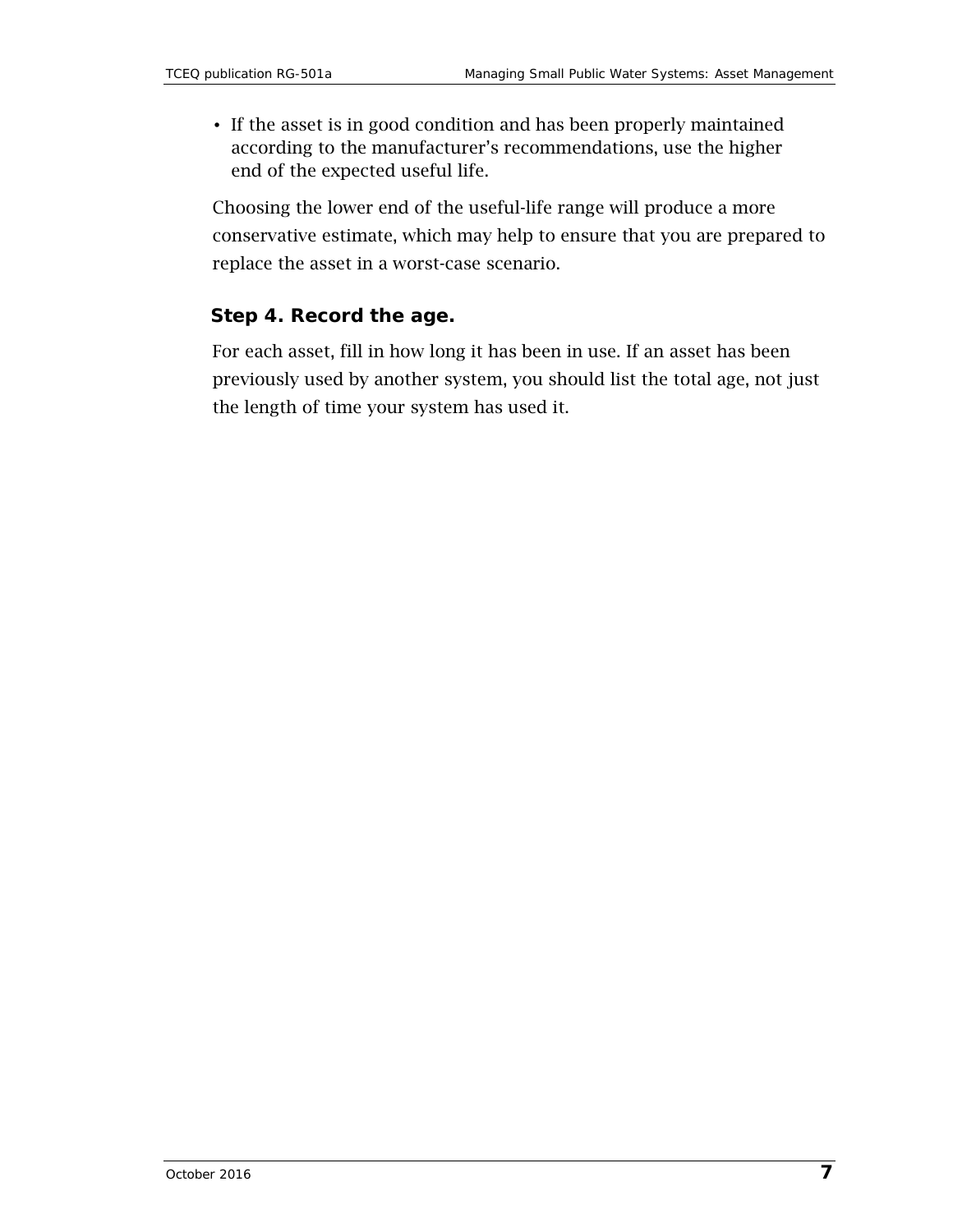- If the asset is in good condition and has been properly maintained according to the manufacturer's recommendations, use the higher end of the expected useful life.

Choosing the lower end of the useful-life range will produce a more conservative estimate, which may help to ensure that you are prepared to replace the asset in a worst-case scenario.

### Step 4. Record the age.

For each asset, fill in how long it has been in use. If an asset has been previously used by another system, you should list the total age, not just the length of time your system has used it.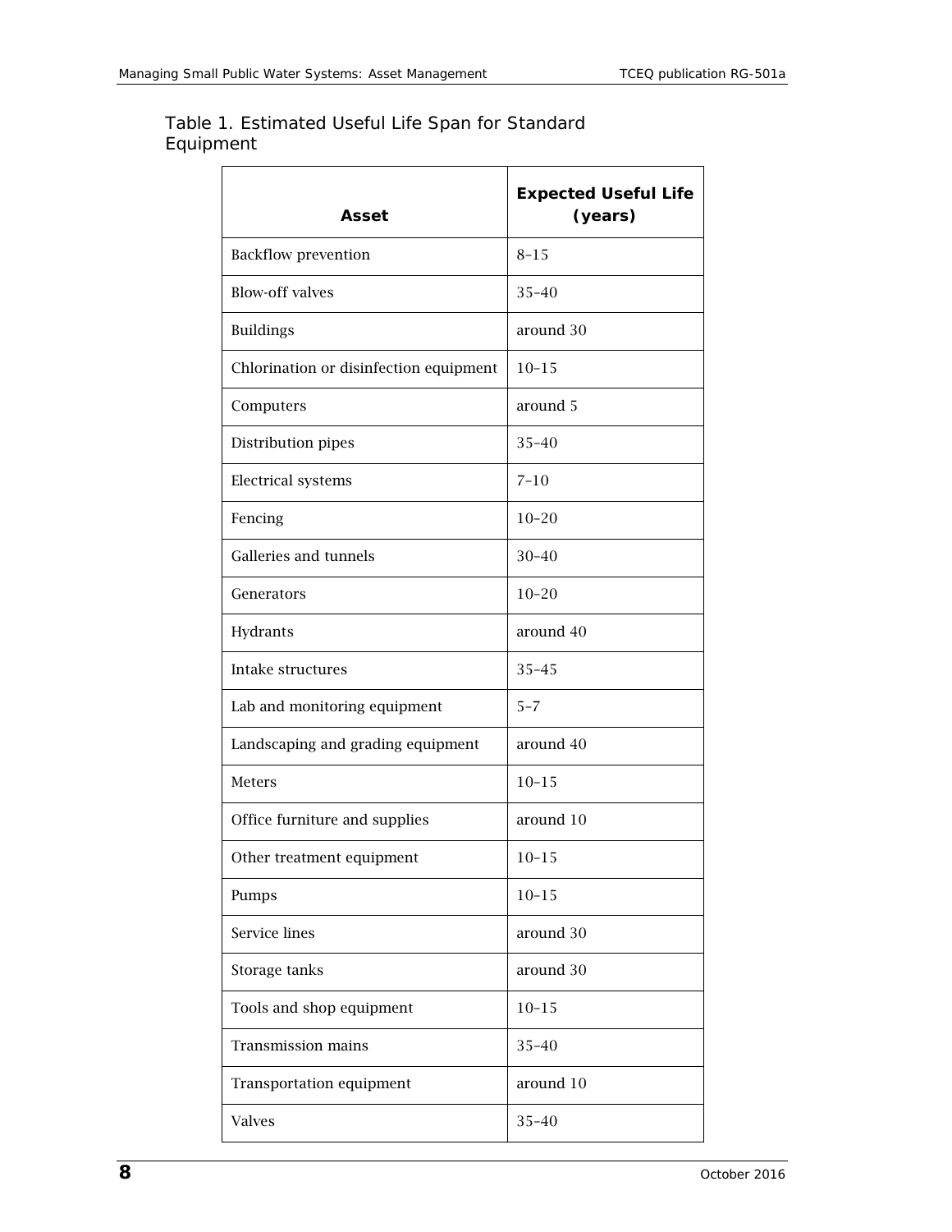Table 1. Estimated Useful Life Span for Standard Equipment

| Asset | Expected Useful Life (years) |
| --- | --- |
| Backflow prevention | 8–15 |
| Blow-off valves | 35–40 |
| Buildings | around 30 |
| Chlorination or disinfection equipment | 10–15 |
| Computers | around 5 |
| Distribution pipes | 35–40 |
| Electrical systems | 7–10 |
| Fencing | 10–20 |
| Galleries and tunnels | 30–40 |
| Generators | 10–20 |
| Hydrants | around 40 |
| Intake structures | 35–45 |
| Lab and monitoring equipment | 5–7 |
| Landscaping and grading equipment | around 40 |
| Meters | 10–15 |
| Office furniture and supplies | around 10 |
| Other treatment equipment | 10–15 |
| Pumps | 10–15 |
| Service lines | around 30 |
| Storage tanks | around 30 |
| Tools and shop equipment | 10–15 |
| Transmission mains | 35–40 |
| Transportation equipment | around 10 |
| Valves | 35–40 |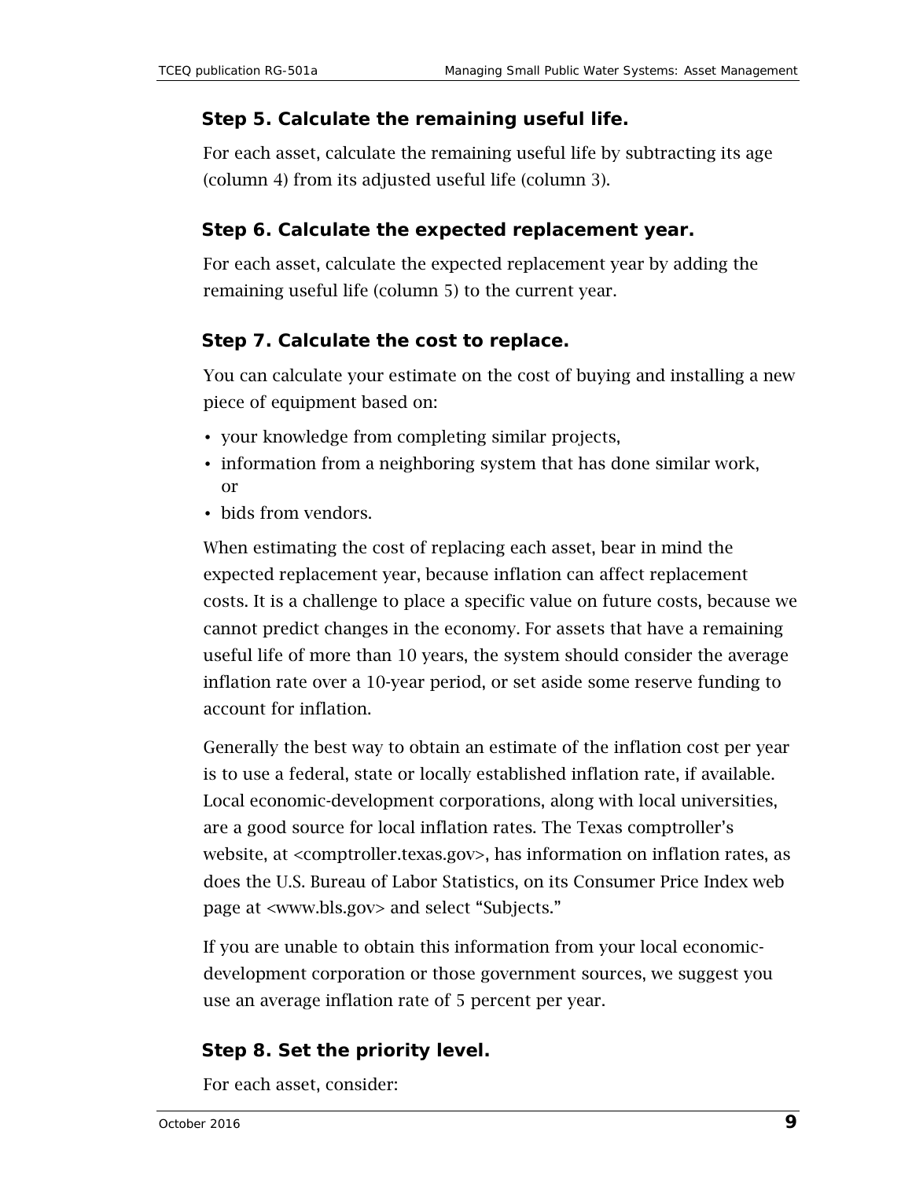### Step 5. Calculate the remaining useful life.

For each asset, calculate the remaining useful life by subtracting its age (column 4) from its adjusted useful life (column 3).

### Step 6. Calculate the expected replacement year.

For each asset, calculate the expected replacement year by adding the remaining useful life (column 5) to the current year.

### Step 7. Calculate the cost to replace.

You can calculate your estimate on the cost of buying and installing a new piece of equipment based on:

- your knowledge from completing similar projects,
- information from a neighboring system that has done similar work, or
- bids from vendors.

When estimating the cost of replacing each asset, bear in mind the expected replacement year, because inflation can affect replacement costs. It is a challenge to place a specific value on future costs, because we cannot predict changes in the economy. For assets that have a remaining useful life of more than 10 years, the system should consider the average inflation rate over a 10-year period, or set aside some reserve funding to account for inflation.

Generally the best way to obtain an estimate of the inflation cost per year is to use a federal, state or locally established inflation rate, if available. Local economic-development corporations, along with local universities, are a good source for local inflation rates. The Texas comptroller's website, at <comptroller.texas.gov>, has information on inflation rates, as does the U.S. Bureau of Labor Statistics, on its Consumer Price Index web page at <www.bls.gov> and select "Subjects."

If you are unable to obtain this information from your local economic-development corporation or those government sources, we suggest you use an average inflation rate of 5 percent per year.

### Step 8. Set the priority level.

For each asset, consider: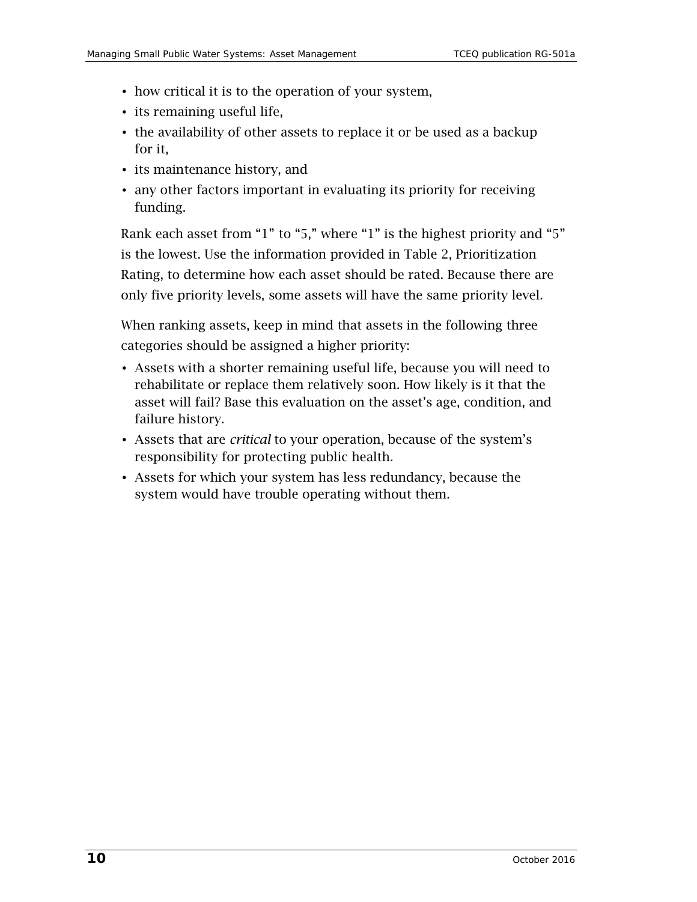- how critical it is to the operation of your system,
- its remaining useful life,
- the availability of other assets to replace it or be used as a backup for it,
- its maintenance history, and
- any other factors important in evaluating its priority for receiving funding.

Rank each asset from "1" to "5," where "1" is the highest priority and "5" is the lowest. Use the information provided in Table 2, Prioritization Rating, to determine how each asset should be rated. Because there are only five priority levels, some assets will have the same priority level.

When ranking assets, keep in mind that assets in the following three categories should be assigned a higher priority:

- Assets with a shorter remaining useful life, because you will need to rehabilitate or replace them relatively soon. How likely is it that the asset will fail? Base this evaluation on the asset's age, condition, and failure history.
- Assets that are *critical* to your operation, because of the system's responsibility for protecting public health.
- Assets for which your system has less redundancy, because the system would have trouble operating without them.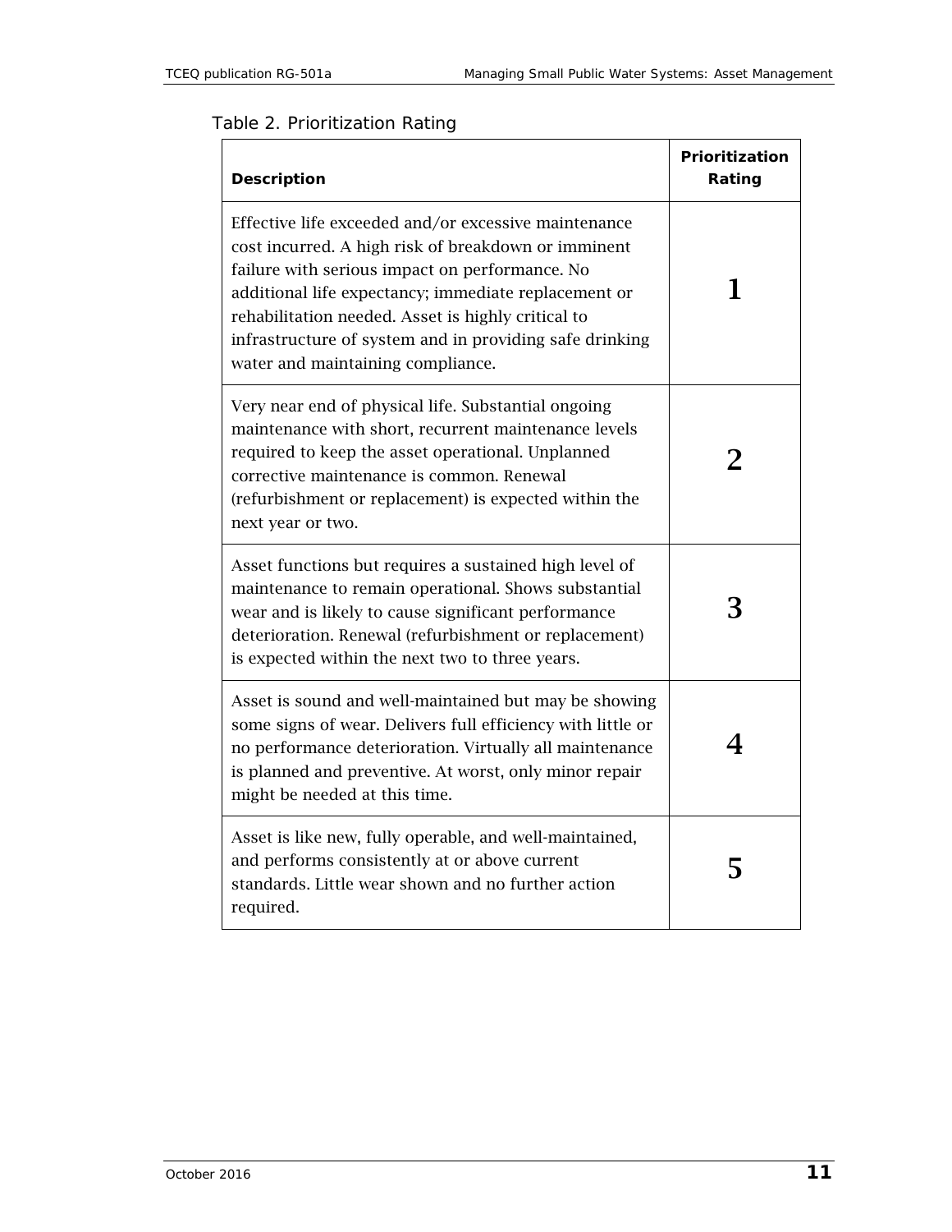Table 2. Prioritization Rating

| Description | Prioritization Rating |
| --- | --- |
| Effective life exceeded and/or excessive maintenance cost incurred. A high risk of breakdown or imminent failure with serious impact on performance. No additional life expectancy; immediate replacement or rehabilitation needed. Asset is highly critical to infrastructure of system and in providing safe drinking water and maintaining compliance. | **1** |
| Very near end of physical life. Substantial ongoing maintenance with short, recurrent maintenance levels required to keep the asset operational. Unplanned corrective maintenance is common. Renewal (refurbishment or replacement) is expected within the next year or two. | **2** |
| Asset functions but requires a sustained high level of maintenance to remain operational. Shows substantial wear and is likely to cause significant performance deterioration. Renewal (refurbishment or replacement) is expected within the next two to three years. | **3** |
| Asset is sound and well-maintained but may be showing some signs of wear. Delivers full efficiency with little or no performance deterioration. Virtually all maintenance is planned and preventive. At worst, only minor repair might be needed at this time. | **4** |
| Asset is like new, fully operable, and well-maintained, and performs consistently at or above current standards. Little wear shown and no further action required. | **5** |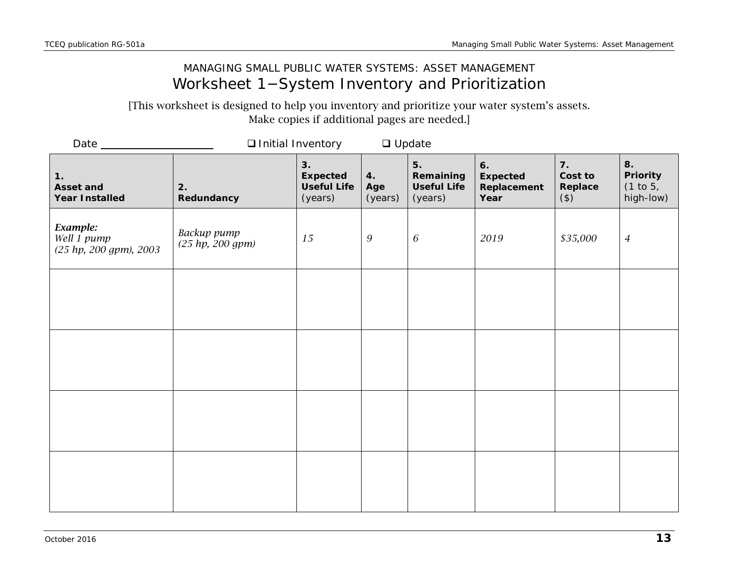MANAGING SMALL PUBLIC WATER SYSTEMS: ASSET MANAGEMENT

# Worksheet 1−System Inventory and Prioritization

[This worksheet is designed to help you inventory and prioritize your water system's assets. Make copies if additional pages are needed.]

Date ____________________  ❑ Initial Inventory  ❑ Update

| 1. **Asset and Year Installed** | 2. **Redundancy** | 3. **Expected Useful Life** (years) | 4. **Age** (years) | 5. **Remaining Useful Life** (years) | 6. **Expected Replacement Year** | 7. **Cost to Replace** ($) | 8. **Priority** (1 to 5, high-low) |
|---|---|---|---|---|---|---|---|
| ***Example:*** *Well 1 pump (25 hp, 200 gpm), 2003* | *Backup pump (25 hp, 200 gpm)* | *15* | *9* | *6* | *2019* | *$35,000* | *4* |
| | | | | | | | |
| | | | | | | | |
| | | | | | | | |
| | | | | | | | |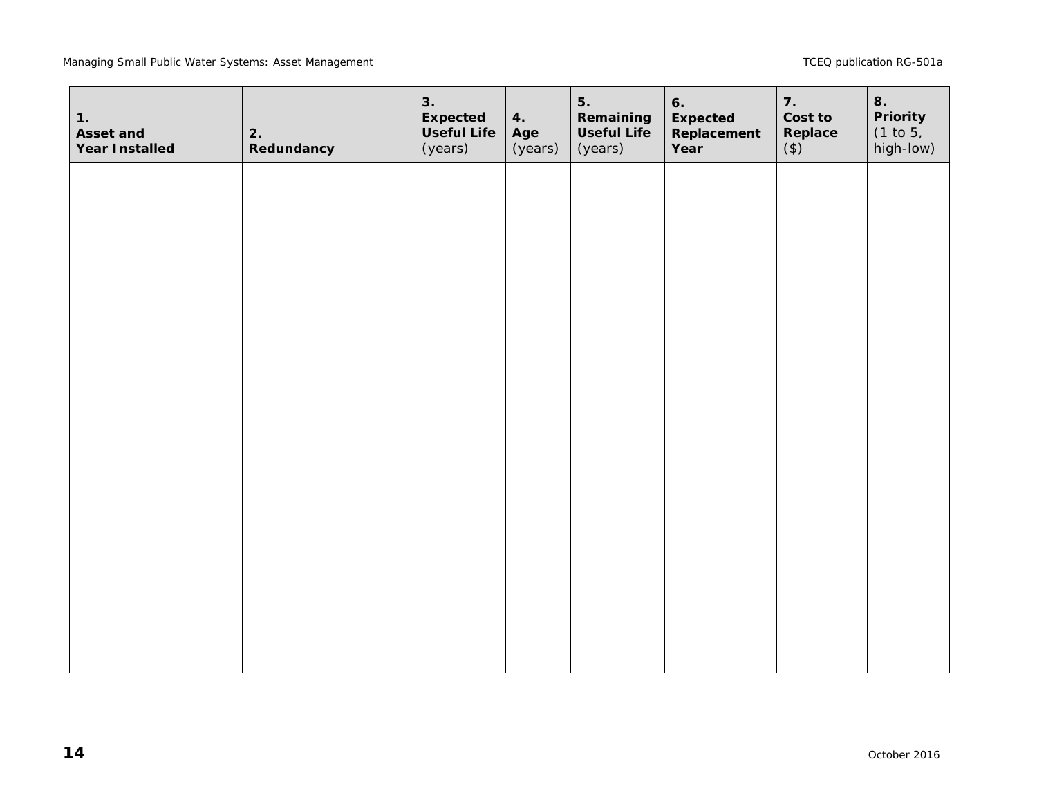| 1. Asset and Year Installed | 2. Redundancy | 3. Expected Useful Life (years) | 4. Age (years) | 5. Remaining Useful Life (years) | 6. Expected Replacement Year | 7. Cost to Replace ($) | 8. Priority (1 to 5, high-low) |
|---|---|---|---|---|---|---|---|
| | | | | | | | |
| | | | | | | | |
| | | | | | | | |
| | | | | | | | |
| | | | | | | | |
| | | | | | | | |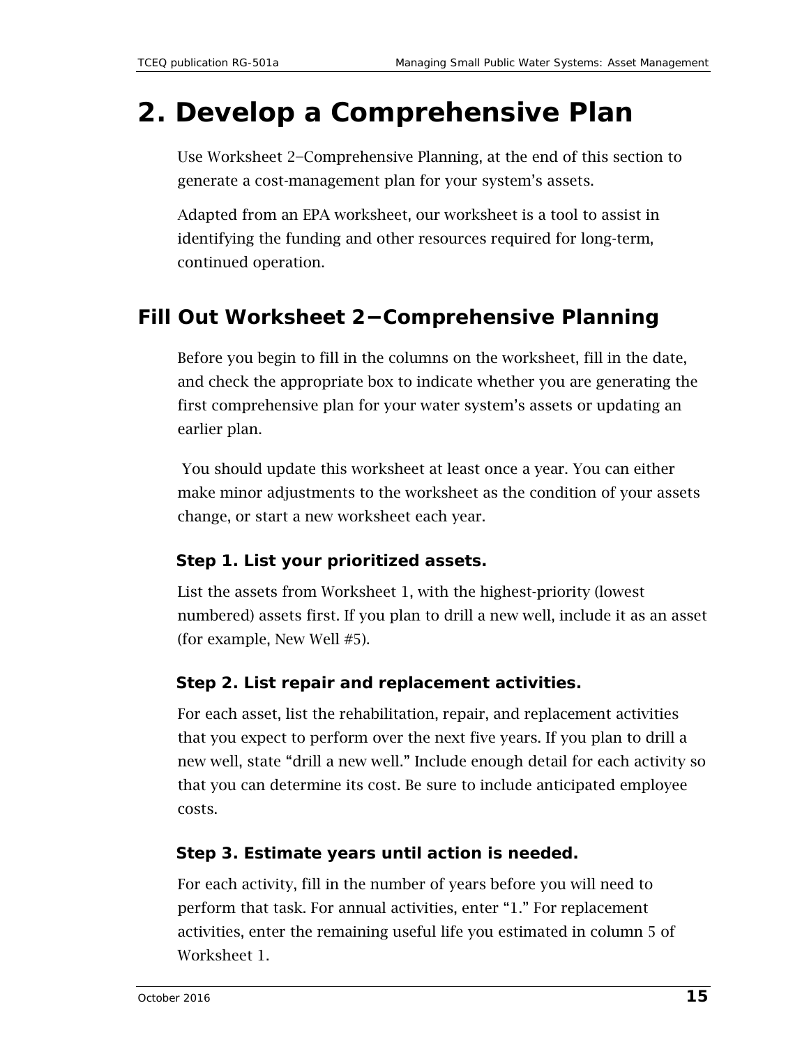# 2. Develop a Comprehensive Plan

Use Worksheet 2–Comprehensive Planning, at the end of this section to generate a cost-management plan for your system's assets.

Adapted from an EPA worksheet, our worksheet is a tool to assist in identifying the funding and other resources required for long-term, continued operation.

## Fill Out Worksheet 2−Comprehensive Planning

Before you begin to fill in the columns on the worksheet, fill in the date, and check the appropriate box to indicate whether you are generating the first comprehensive plan for your water system's assets or updating an earlier plan.

You should update this worksheet at least once a year. You can either make minor adjustments to the worksheet as the condition of your assets change, or start a new worksheet each year.

### Step 1. List your prioritized assets.

List the assets from Worksheet 1, with the highest-priority (lowest numbered) assets first. If you plan to drill a new well, include it as an asset (for example, New Well #5).

### Step 2. List repair and replacement activities.

For each asset, list the rehabilitation, repair, and replacement activities that you expect to perform over the next five years. If you plan to drill a new well, state "drill a new well." Include enough detail for each activity so that you can determine its cost. Be sure to include anticipated employee costs.

### Step 3. Estimate years until action is needed.

For each activity, fill in the number of years before you will need to perform that task. For annual activities, enter "1." For replacement activities, enter the remaining useful life you estimated in column 5 of Worksheet 1.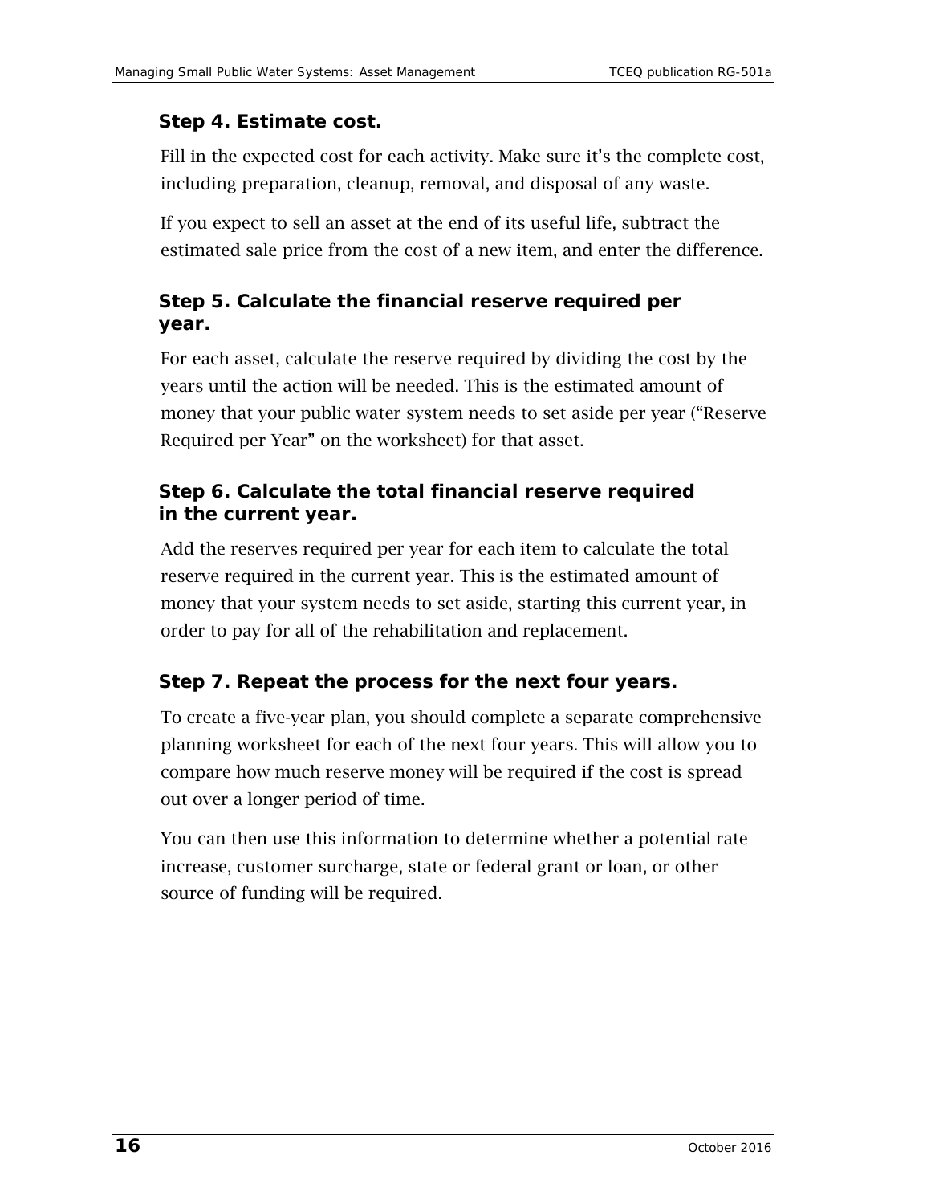### Step 4. Estimate cost.

Fill in the expected cost for each activity. Make sure it's the complete cost, including preparation, cleanup, removal, and disposal of any waste.

If you expect to sell an asset at the end of its useful life, subtract the estimated sale price from the cost of a new item, and enter the difference.

### Step 5. Calculate the financial reserve required per year.

For each asset, calculate the reserve required by dividing the cost by the years until the action will be needed. This is the estimated amount of money that your public water system needs to set aside per year ("Reserve Required per Year" on the worksheet) for that asset.

### Step 6. Calculate the total financial reserve required in the current year.

Add the reserves required per year for each item to calculate the total reserve required in the current year. This is the estimated amount of money that your system needs to set aside, starting this current year, in order to pay for all of the rehabilitation and replacement.

### Step 7. Repeat the process for the next four years.

To create a five-year plan, you should complete a separate comprehensive planning worksheet for each of the next four years. This will allow you to compare how much reserve money will be required if the cost is spread out over a longer period of time.

You can then use this information to determine whether a potential rate increase, customer surcharge, state or federal grant or loan, or other source of funding will be required.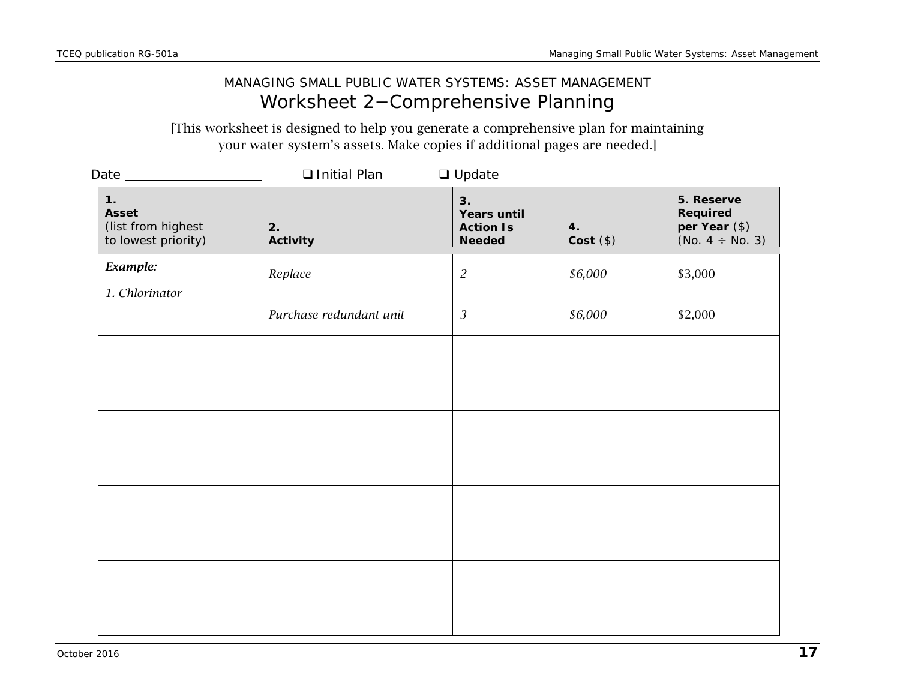MANAGING SMALL PUBLIC WATER SYSTEMS: ASSET MANAGEMENT

# Worksheet 2−Comprehensive Planning

[This worksheet is designed to help you generate a comprehensive plan for maintaining your water system's assets. Make copies if additional pages are needed.]

Date ____________________ ❑ Initial Plan ❑ Update

| **1. Asset** (list from highest to lowest priority) | **2. Activity** | **3. Years until Action Is Needed** | **4. Cost** ($) | **5. Reserve Required per Year** ($) (No. 4 ÷ No. 3) |
|---|---|---|---|---|
| ***Example:*** *1. Chlorinator* | *Replace* | *2* | *$6,000* | $3,000 |
| | *Purchase redundant unit* | *3* | *$6,000* | $2,000 |
| | | | | |
| | | | | |
| | | | | |
| | | | | |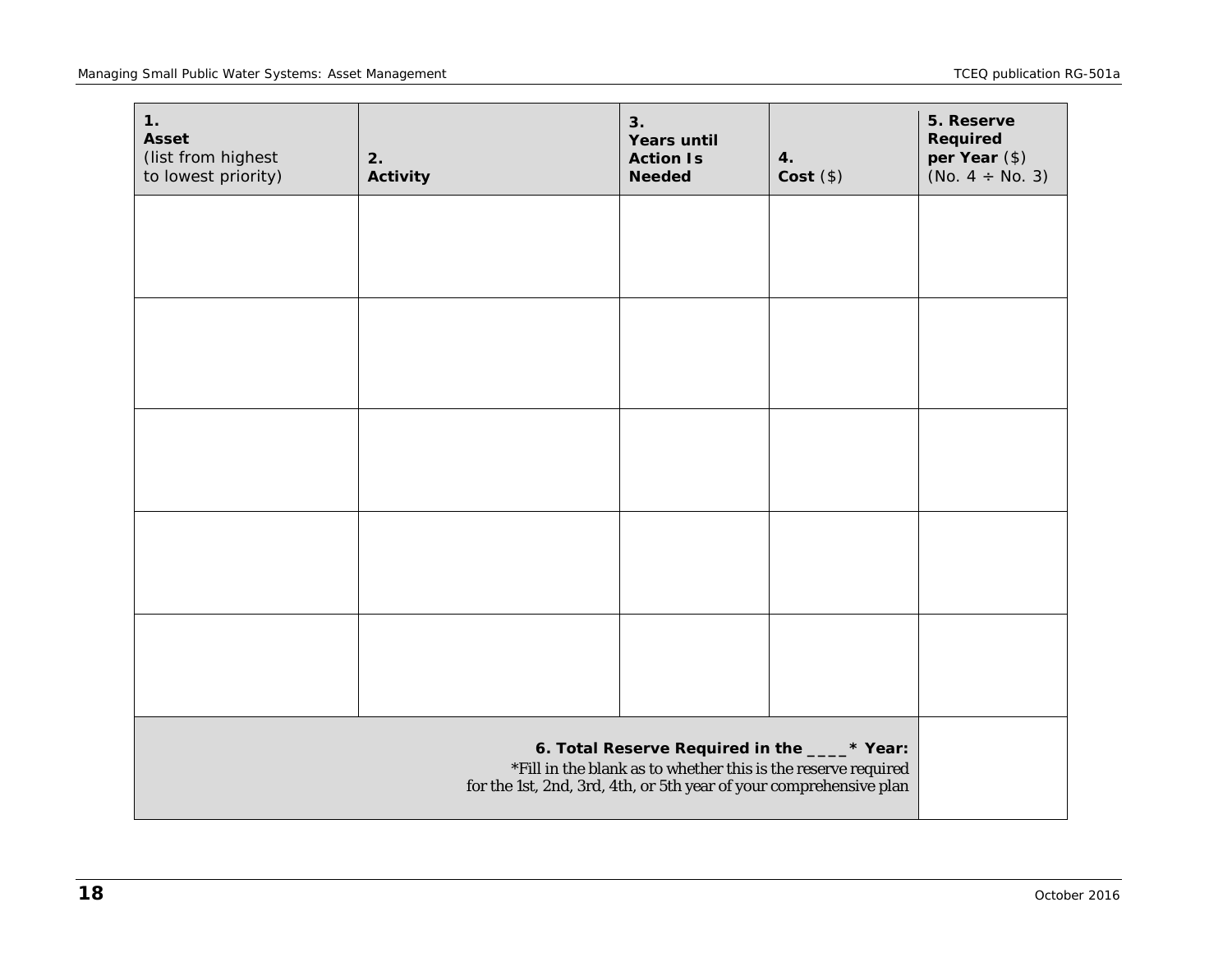| **1. Asset** (list from highest to lowest priority) | **2. Activity** | **3. Years until Action Is Needed** | **4. Cost** ($) | **5. Reserve Required per Year** ($) (No. 4 ÷ No. 3) |
|---|---|---|---|---|
| | | | | |
| | | | | |
| | | | | |
| | | | | |
| | | | | |
| **6. Total Reserve Required in the ____* Year:** *Fill in the blank as to whether this is the reserve required for the 1st, 2nd, 3rd, 4th, or 5th year of your comprehensive plan | | | | |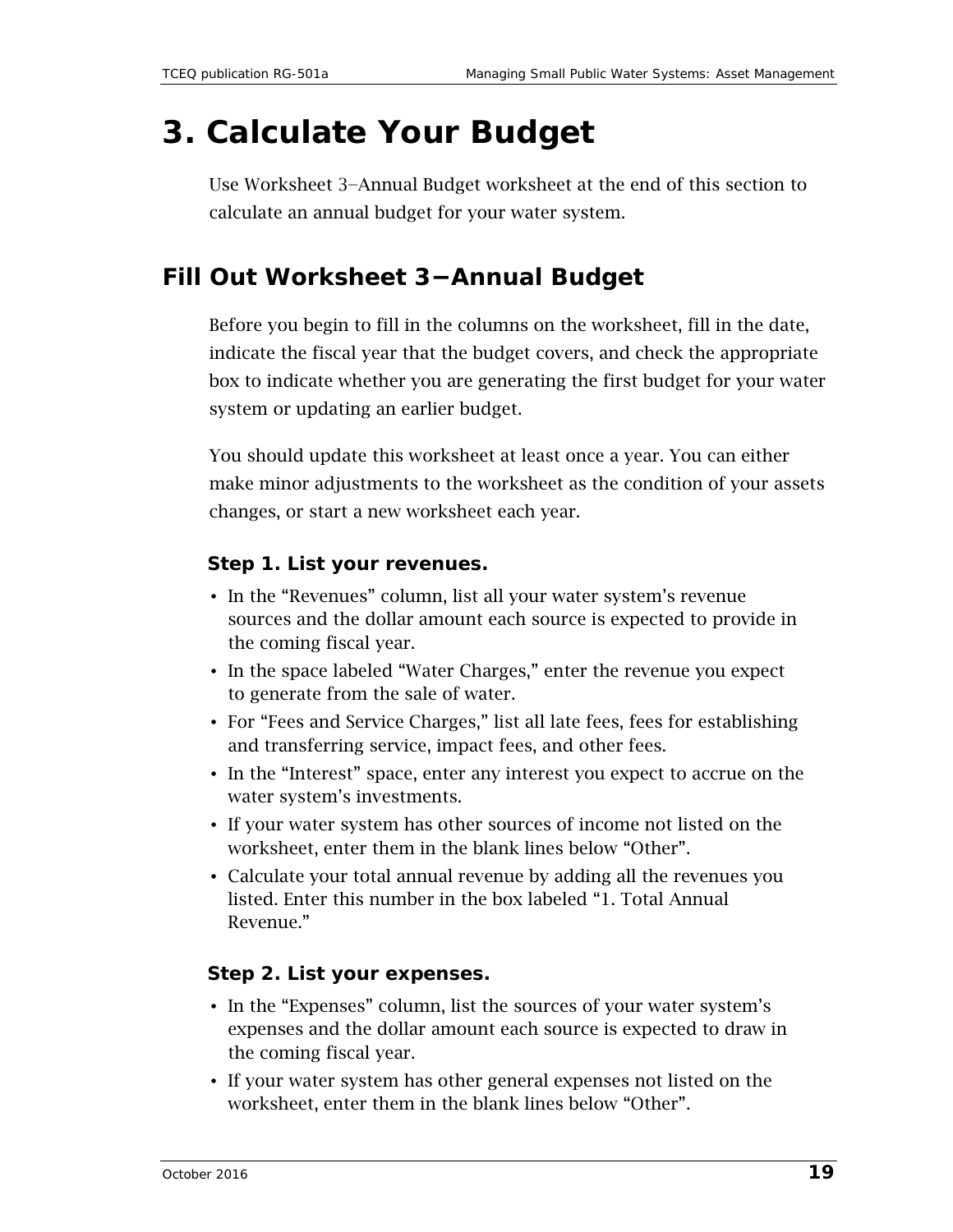# 3. Calculate Your Budget

Use Worksheet 3–Annual Budget worksheet at the end of this section to calculate an annual budget for your water system.

## Fill Out Worksheet 3−Annual Budget

Before you begin to fill in the columns on the worksheet, fill in the date, indicate the fiscal year that the budget covers, and check the appropriate box to indicate whether you are generating the first budget for your water system or updating an earlier budget.

You should update this worksheet at least once a year. You can either make minor adjustments to the worksheet as the condition of your assets changes, or start a new worksheet each year.

### Step 1. List your revenues.

- In the "Revenues" column, list all your water system's revenue sources and the dollar amount each source is expected to provide in the coming fiscal year.
- In the space labeled "Water Charges," enter the revenue you expect to generate from the sale of water.
- For "Fees and Service Charges," list all late fees, fees for establishing and transferring service, impact fees, and other fees.
- In the "Interest" space, enter any interest you expect to accrue on the water system's investments.
- If your water system has other sources of income not listed on the worksheet, enter them in the blank lines below "Other".
- Calculate your total annual revenue by adding all the revenues you listed. Enter this number in the box labeled "1. Total Annual Revenue."

### Step 2. List your expenses.

- In the "Expenses" column, list the sources of your water system's expenses and the dollar amount each source is expected to draw in the coming fiscal year.
- If your water system has other general expenses not listed on the worksheet, enter them in the blank lines below "Other".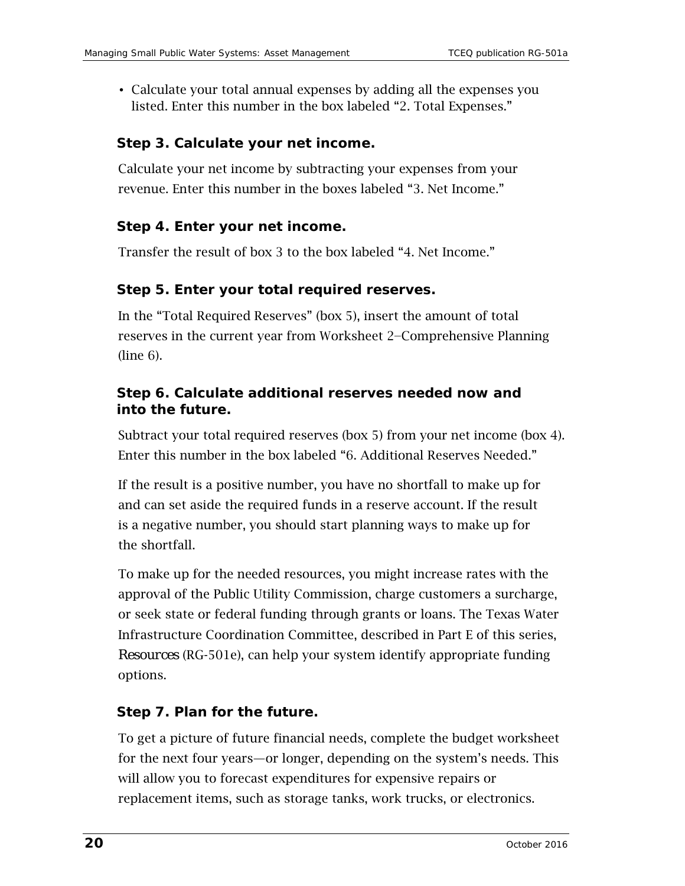- Calculate your total annual expenses by adding all the expenses you listed. Enter this number in the box labeled “2. Total Expenses.”

### Step 3. Calculate your net income.

Calculate your net income by subtracting your expenses from your revenue. Enter this number in the boxes labeled “3. Net Income.”

### Step 4. Enter your net income.

Transfer the result of box 3 to the box labeled “4. Net Income.”

### Step 5. Enter your total required reserves.

In the “Total Required Reserves” (box 5), insert the amount of total reserves in the current year from Worksheet 2–Comprehensive Planning (line 6).

### Step 6. Calculate additional reserves needed now and into the future.

Subtract your total required reserves (box 5) from your net income (box 4). Enter this number in the box labeled “6. Additional Reserves Needed.”

If the result is a positive number, you have no shortfall to make up for and can set aside the required funds in a reserve account. If the result is a negative number, you should start planning ways to make up for the shortfall.

To make up for the needed resources, you might increase rates with the approval of the Public Utility Commission, charge customers a surcharge, or seek state or federal funding through grants or loans. The Texas Water Infrastructure Coordination Committee, described in Part E of this series, *Resources* (RG-501e), can help your system identify appropriate funding options.

### Step 7. Plan for the future.

To get a picture of future financial needs, complete the budget worksheet for the next four years—or longer, depending on the system’s needs. This will allow you to forecast expenditures for expensive repairs or replacement items, such as storage tanks, work trucks, or electronics.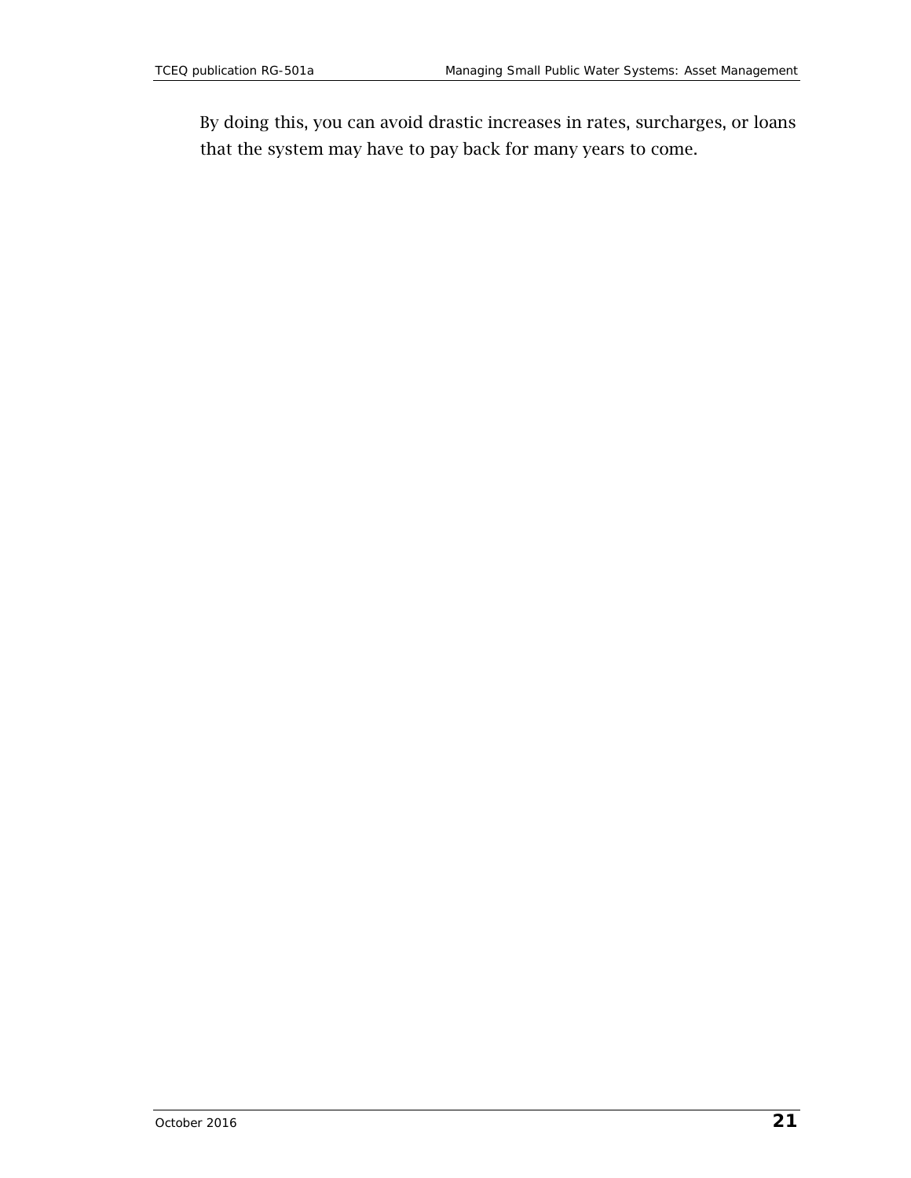By doing this, you can avoid drastic increases in rates, surcharges, or loans that the system may have to pay back for many years to come.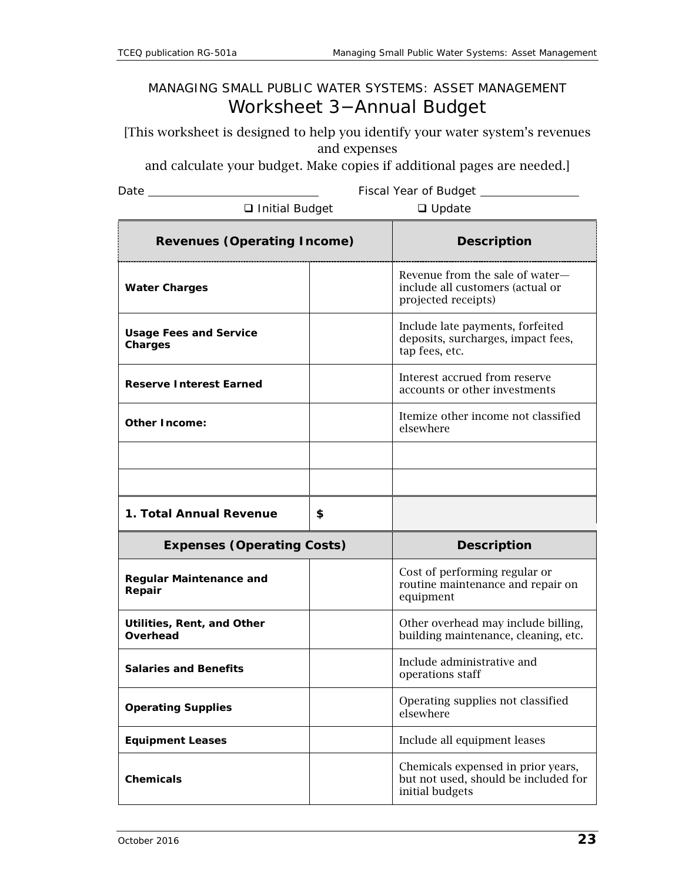MANAGING SMALL PUBLIC WATER SYSTEMS: ASSET MANAGEMENT

# Worksheet 3−Annual Budget

[This worksheet is designed to help you identify your water system's revenues and expenses
and calculate your budget. Make copies if additional pages are needed.]

Date ____________________________ Fiscal Year of Budget ________________

❑ Initial Budget ❑ Update

| Revenues (Operating Income) | | Description |
|---|---|---|
| **Water Charges** | | Revenue from the sale of water—include all customers (actual or projected receipts) |
| **Usage Fees and Service Charges** | | Include late payments, forfeited deposits, surcharges, impact fees, tap fees, etc. |
| **Reserve Interest Earned** | | Interest accrued from reserve accounts or other investments |
| **Other Income:** | | Itemize other income not classified elsewhere |
| | | |
| | | |
| **1. Total Annual Revenue** | **$** | |

| Expenses (Operating Costs) | | Description |
|---|---|---|
| **Regular Maintenance and Repair** | | Cost of performing regular or routine maintenance and repair on equipment |
| **Utilities, Rent, and Other Overhead** | | Other overhead may include billing, building maintenance, cleaning, etc. |
| **Salaries and Benefits** | | Include administrative and operations staff |
| **Operating Supplies** | | Operating supplies not classified elsewhere |
| **Equipment Leases** | | Include all equipment leases |
| **Chemicals** | | Chemicals expensed in prior years, but not used, should be included for initial budgets |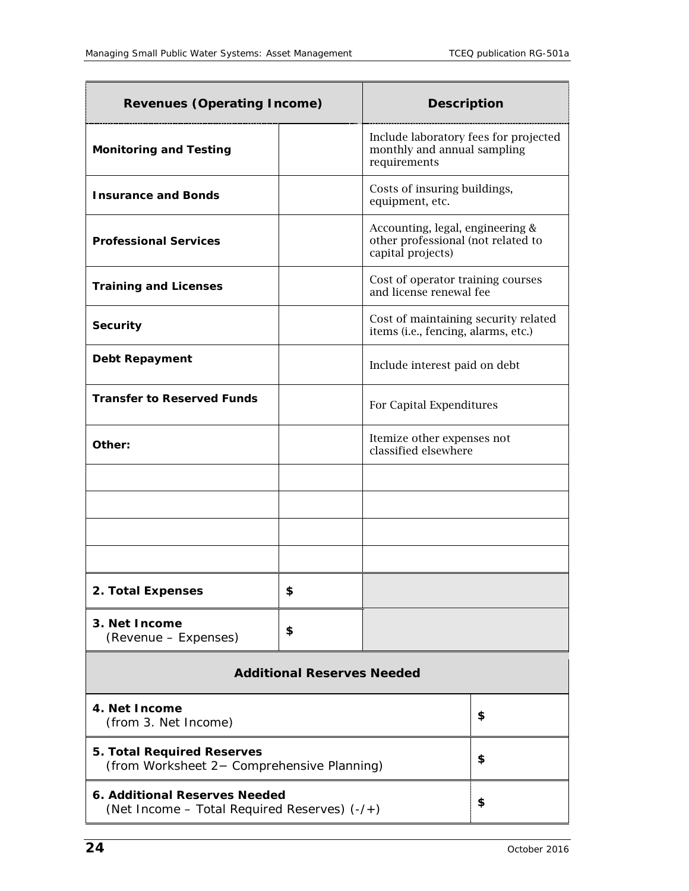| Revenues (Operating Income) | | Description |
|---|---|---|
| **Monitoring and Testing** | | Include laboratory fees for projected monthly and annual sampling requirements |
| **Insurance and Bonds** | | Costs of insuring buildings, equipment, etc. |
| **Professional Services** | | Accounting, legal, engineering & other professional (not related to capital projects) |
| **Training and Licenses** | | Cost of operator training courses and license renewal fee |
| **Security** | | Cost of maintaining security related items (i.e., fencing, alarms, etc.) |
| **Debt Repayment** | | Include interest paid on debt |
| **Transfer to Reserved Funds** | | For Capital Expenditures |
| **Other:** | | Itemize other expenses not classified elsewhere |
| | | |
| | | |
| | | |
| | | |
| **2. Total Expenses** | **$** | |
| **3. Net Income** (Revenue – Expenses) | **$** | |

| Additional Reserves Needed | |
|---|---|
| **4. Net Income** (from 3. Net Income) | **$** |
| **5. Total Required Reserves** (from Worksheet 2− Comprehensive Planning) | **$** |
| **6. Additional Reserves Needed** (Net Income – Total Required Reserves) (-/+) | **$** |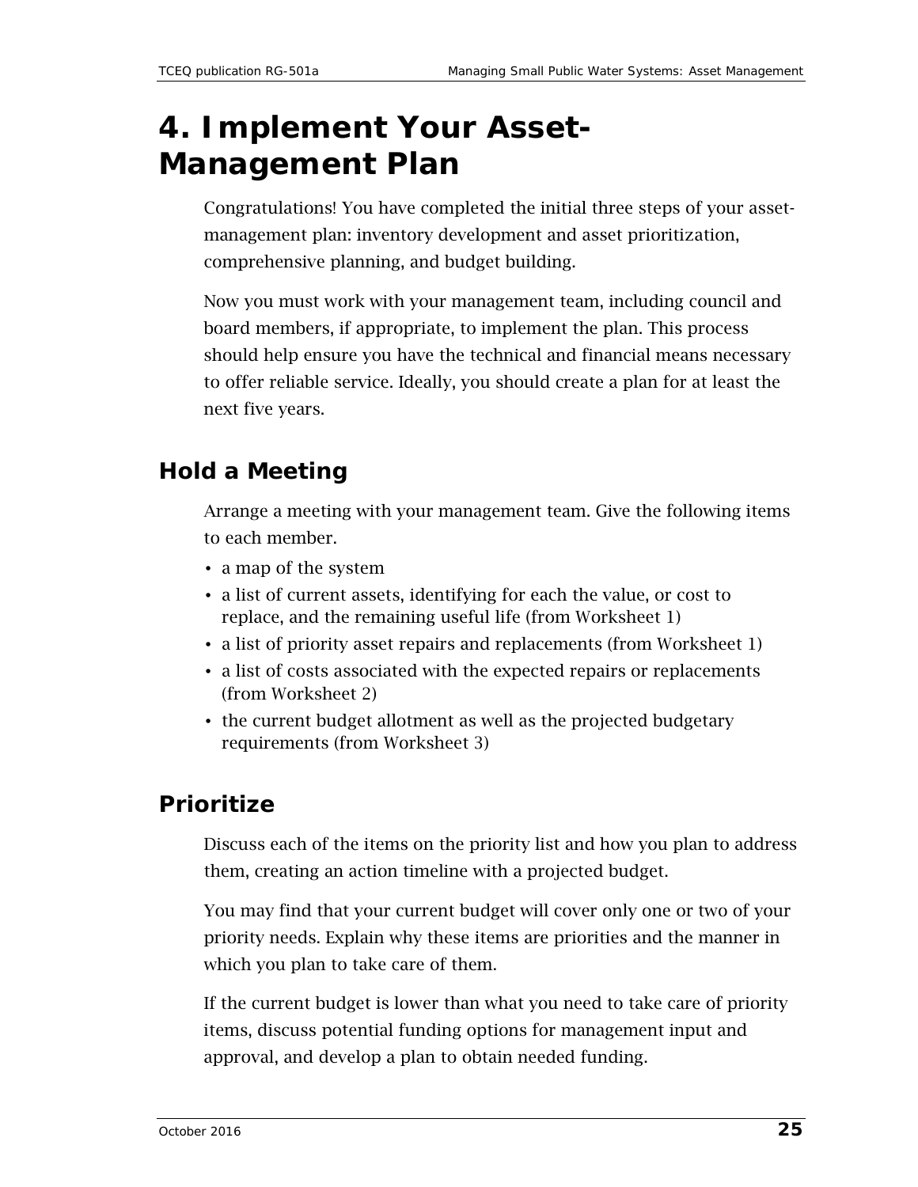# 4. Implement Your Asset-Management Plan

Congratulations! You have completed the initial three steps of your asset-management plan: inventory development and asset prioritization, comprehensive planning, and budget building.

Now you must work with your management team, including council and board members, if appropriate, to implement the plan. This process should help ensure you have the technical and financial means necessary to offer reliable service. Ideally, you should create a plan for at least the next five years.

## Hold a Meeting

Arrange a meeting with your management team. Give the following items to each member.

- a map of the system
- a list of current assets, identifying for each the value, or cost to replace, and the remaining useful life (from Worksheet 1)
- a list of priority asset repairs and replacements (from Worksheet 1)
- a list of costs associated with the expected repairs or replacements (from Worksheet 2)
- the current budget allotment as well as the projected budgetary requirements (from Worksheet 3)

## Prioritize

Discuss each of the items on the priority list and how you plan to address them, creating an action timeline with a projected budget.

You may find that your current budget will cover only one or two of your priority needs. Explain why these items are priorities and the manner in which you plan to take care of them.

If the current budget is lower than what you need to take care of priority items, discuss potential funding options for management input and approval, and develop a plan to obtain needed funding.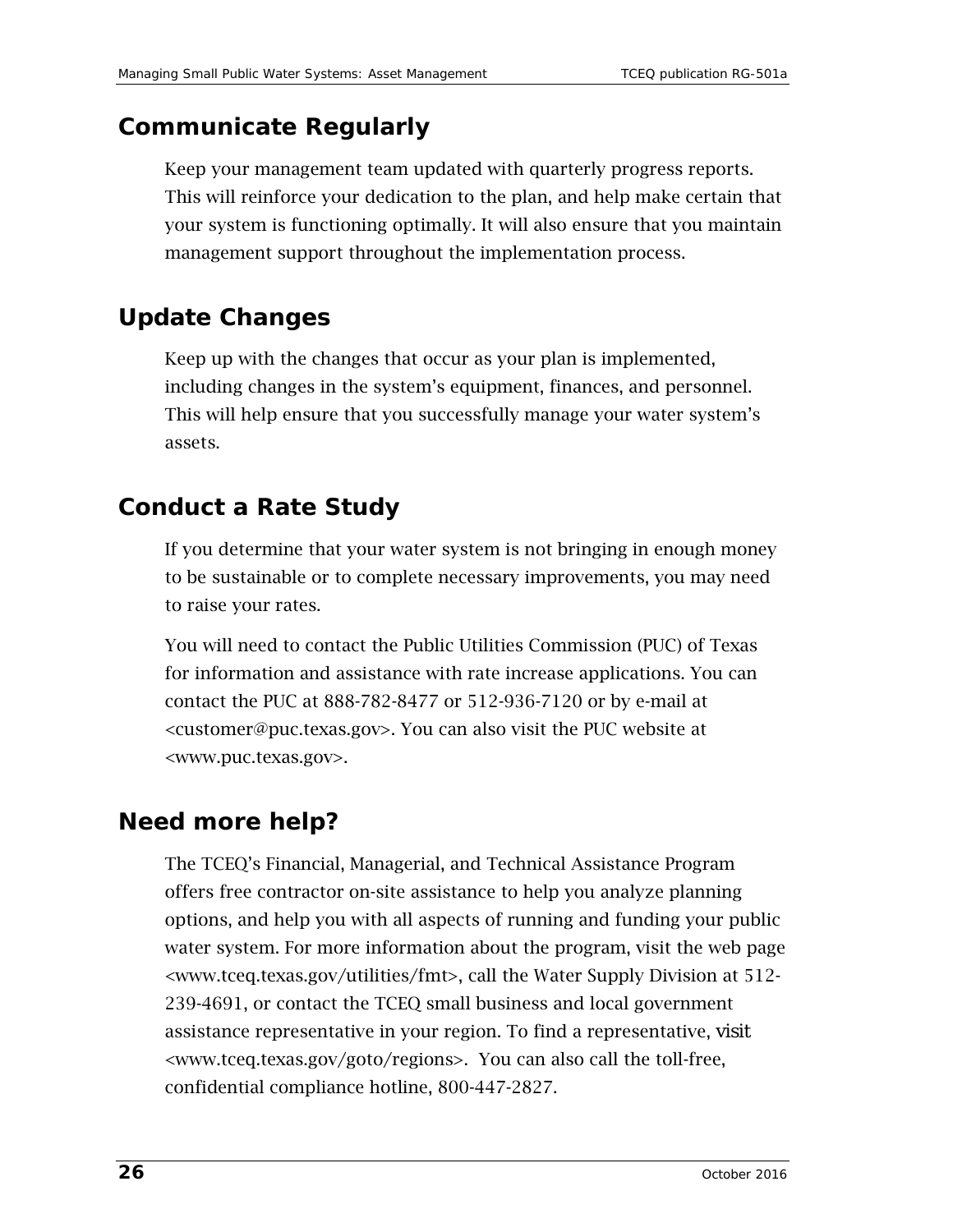## Communicate Regularly

Keep your management team updated with quarterly progress reports. This will reinforce your dedication to the plan, and help make certain that your system is functioning optimally. It will also ensure that you maintain management support throughout the implementation process.

## Update Changes

Keep up with the changes that occur as your plan is implemented, including changes in the system's equipment, finances, and personnel. This will help ensure that you successfully manage your water system's assets.

## Conduct a Rate Study

If you determine that your water system is not bringing in enough money to be sustainable or to complete necessary improvements, you may need to raise your rates.

You will need to contact the Public Utilities Commission (PUC) of Texas for information and assistance with rate increase applications. You can contact the PUC at 888-782-8477 or 512-936-7120 or by e-mail at <customer@puc.texas.gov>. You can also visit the PUC website at <www.puc.texas.gov>.

## Need more help?

The TCEQ's Financial, Managerial, and Technical Assistance Program offers free contractor on-site assistance to help you analyze planning options, and help you with all aspects of running and funding your public water system. For more information about the program, visit the web page <www.tceq.texas.gov/utilities/fmt>, call the Water Supply Division at 512-239-4691, or contact the TCEQ small business and local government assistance representative in your region. To find a representative, visit <www.tceq.texas.gov/goto/regions>. You can also call the toll-free, confidential compliance hotline, 800-447-2827.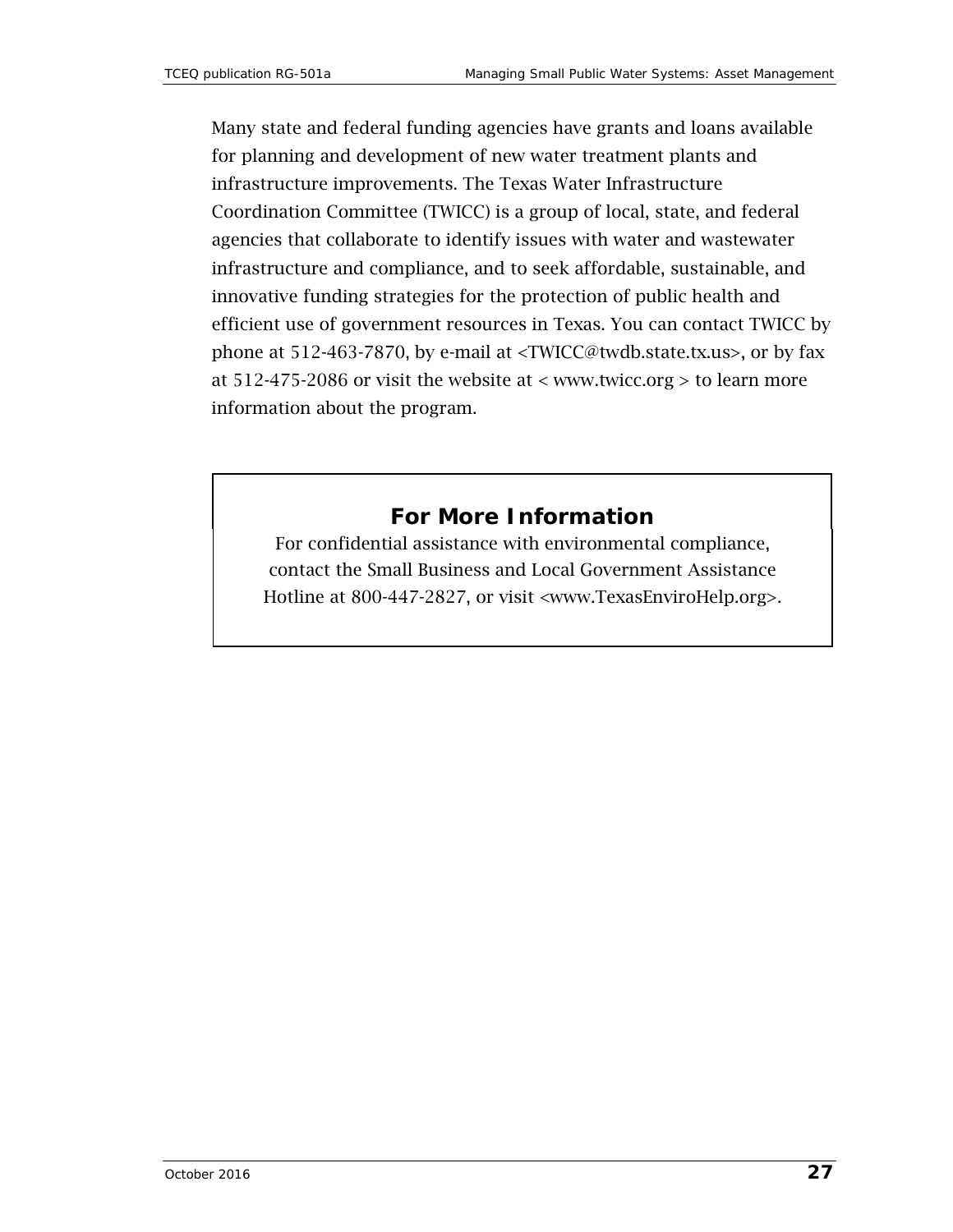Many state and federal funding agencies have grants and loans available for planning and development of new water treatment plants and infrastructure improvements. The Texas Water Infrastructure Coordination Committee (TWICC) is a group of local, state, and federal agencies that collaborate to identify issues with water and wastewater infrastructure and compliance, and to seek affordable, sustainable, and innovative funding strategies for the protection of public health and efficient use of government resources in Texas. You can contact TWICC by phone at 512-463-7870, by e-mail at <TWICC@twdb.state.tx.us>, or by fax at 512-475-2086 or visit the website at < www.twicc.org > to learn more information about the program.

## For More Information

For confidential assistance with environmental compliance, contact the Small Business and Local Government Assistance Hotline at 800-447-2827, or visit <www.TexasEnviroHelp.org>.